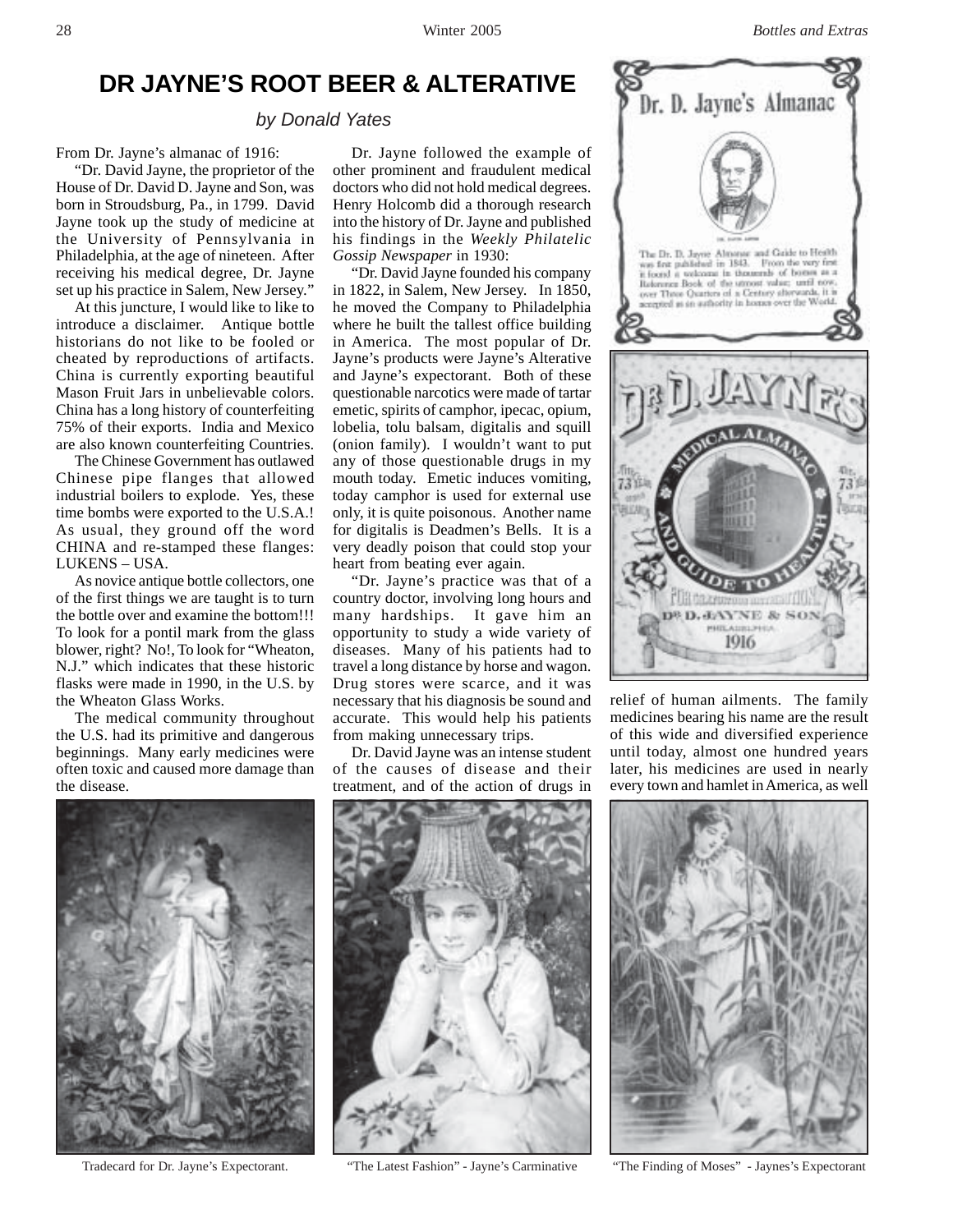# DR JAYNE'S ROOT BEER & ALTERATIVE

*by Donald Yates*

From Dr. Jayne's almanac of 1916:

"Dr. David Jayne, the proprietor of the House of Dr. David D. Jayne and Son, was born in Stroudsburg, Pa., in 1799. David Jayne took up the study of medicine at the University of Pennsylvania in Philadelphia, at the age of nineteen. After receiving his medical degree, Dr. Jayne set up his practice in Salem, New Jersey."

At this juncture, I would like to like to introduce a disclaimer. Antique bottle historians do not like to be fooled or cheated by reproductions of artifacts. China is currently exporting beautiful Mason Fruit Jars in unbelievable colors. China has a long history of counterfeiting 75% of their exports. India and Mexico are also known counterfeiting Countries.

The Chinese Government has outlawed Chinese pipe flanges that allowed industrial boilers to explode. Yes, these time bombs were exported to the U.S.A.! As usual, they ground off the word CHINA and re-stamped these flanges: LUKENS – USA.

As novice antique bottle collectors, one of the first things we are taught is to turn the bottle over and examine the bottom!!! To look for a pontil mark from the glass blower, right? No!, To look for "Wheaton, N.J." which indicates that these historic flasks were made in 1990, in the U.S. by the Wheaton Glass Works.

The medical community throughout the U.S. had its primitive and dangerous beginnings. Many early medicines were often toxic and caused more damage than the disease.

Dr. Jayne followed the example of other prominent and fraudulent medical doctors who did not hold medical degrees. Henry Holcomb did a thorough research into the history of Dr. Jayne and published his findings in the *Weekly Philatelic Gossip Newspaper* in 1930:

"Dr. David Jayne founded his company in 1822, in Salem, New Jersey. In 1850, he moved the Company to Philadelphia where he built the tallest office building in America. The most popular of Dr. Jayne's products were Jayne's Alterative and Jayne's expectorant. Both of these questionable narcotics were made of tartar emetic, spirits of camphor, ipecac, opium, lobelia, tolu balsam, digitalis and squill (onion family). I wouldn't want to put any of those questionable drugs in my mouth today. Emetic induces vomiting, today camphor is used for external use only, it is quite poisonous. Another name for digitalis is Deadmen's Bells. It is a very deadly poison that could stop your heart from beating ever again.

"Dr. Jayne's practice was that of a country doctor, involving long hours and many hardships. It gave him an opportunity to study a wide variety of diseases. Many of his patients had to travel a long distance by horse and wagon. Drug stores were scarce, and it was necessary that his diagnosis be sound and accurate. This would help his patients from making unnecessary trips.

Dr. David Jayne was an intense student of the causes of disease and their treatment, and of the action of drugs in relief of human ailments. The family medicines bearing his name are the result of this wide and diversified experience until today, almost one hundred years later, his medicines are used in nearly every town and hamlet in America, as well

Dr. D. Jayne's Almanac

The Dr. D. Jayne Almanac and Guide to Health was first published in 1843. From the very first it found a welcome in thousands of homes as a Reference Book of the utmost value; until now, over Three Quarters of a Century afterwards, it is accepted as an authority in homes over the World.

Dr. D. Jayne's Medical Almanac and Guide to Health — Dr. D. Jayne & Son, Philadelphia, 1916

Tradecard for Dr. Jayne's Expectorant.

"The Latest Fashion" - Jayne's Carminative

"The Finding of Moses" - Jaynes's Expectorant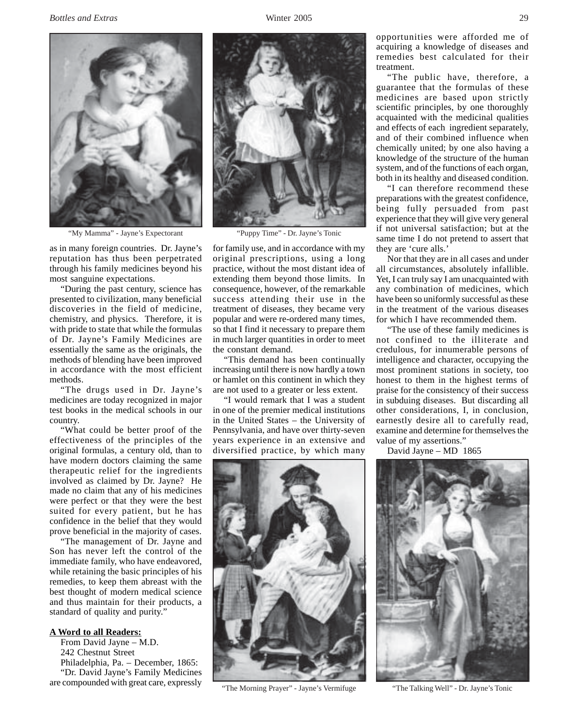"My Mamma" - Jayne's Expectorant

"Puppy Time" - Dr. Jayne's Tonic

as in many foreign countries. Dr. Jayne's reputation has thus been perpetrated through his family medicines beyond his most sanguine expectations.

"During the past century, science has presented to civilization, many beneficial discoveries in the field of medicine, chemistry, and physics. Therefore, it is with pride to state that while the formulas of Dr. Jayne's Family Medicines are essentially the same as the originals, the methods of blending have been improved in accordance with the most efficient methods.

"The drugs used in Dr. Jayne's medicines are today recognized in major test books in the medical schools in our country.

"What could be better proof of the effectiveness of the principles of the original formulas, a century old, than to have modern doctors claiming the same therapeutic relief for the ingredients involved as claimed by Dr. Jayne? He made no claim that any of his medicines were perfect or that they were the best suited for every patient, but he has confidence in the belief that they would prove beneficial in the majority of cases.

"The management of Dr. Jayne and Son has never left the control of the immediate family, who have endeavored, while retaining the basic principles of his remedies, to keep them abreast with the best thought of modern medical science and thus maintain for their products, a standard of quality and purity."

**A Word to all Readers:**

From David Jayne – M.D.
242 Chestnut Street
Philadelphia, Pa. – December, 1865:

"Dr. David Jayne's Family Medicines are compounded with great care, expressly for family use, and in accordance with my original prescriptions, using a long practice, without the most distant idea of extending them beyond those limits. In consequence, however, of the remarkable success attending their use in the treatment of diseases, they became very popular and were re-ordered many times, so that I find it necessary to prepare them in much larger quantities in order to meet the constant demand.

"This demand has been continually increasing until there is now hardly a town or hamlet on this continent in which they are not used to a greater or less extent.

"I would remark that I was a student in one of the premier medical institutions in the United States – the University of Pennsylvania, and have over thirty-seven years experience in an extensive and diversified practice, by which many opportunities were afforded me of acquiring a knowledge of diseases and remedies best calculated for their treatment.

"The public have, therefore, a guarantee that the formulas of these medicines are based upon strictly scientific principles, by one thoroughly acquainted with the medicinal qualities and effects of each ingredient separately, and of their combined influence when chemically united; by one also having a knowledge of the structure of the human system, and of the functions of each organ, both in its healthy and diseased condition.

"I can therefore recommend these preparations with the greatest confidence, being fully persuaded from past experience that they will give very general if not universal satisfaction; but at the same time I do not pretend to assert that they are 'cure alls.'

Nor that they are in all cases and under all circumstances, absolutely infallible. Yet, I can truly say I am unacquainted with any combination of medicines, which have been so uniformly successful as these in the treatment of the various diseases for which I have recommended them.

"The use of these family medicines is not confined to the illiterate and credulous, for innumerable persons of intelligence and character, occupying the most prominent stations in society, too honest to them in the highest terms of praise for the consistency of their success in subduing diseases. But discarding all other considerations, I, in conclusion, earnestly desire all to carefully read, examine and determine for themselves the value of my assertions."

David Jayne – MD 1865

"The Morning Prayer" - Jayne's Vermifuge

"The Talking Well" - Dr. Jayne's Tonic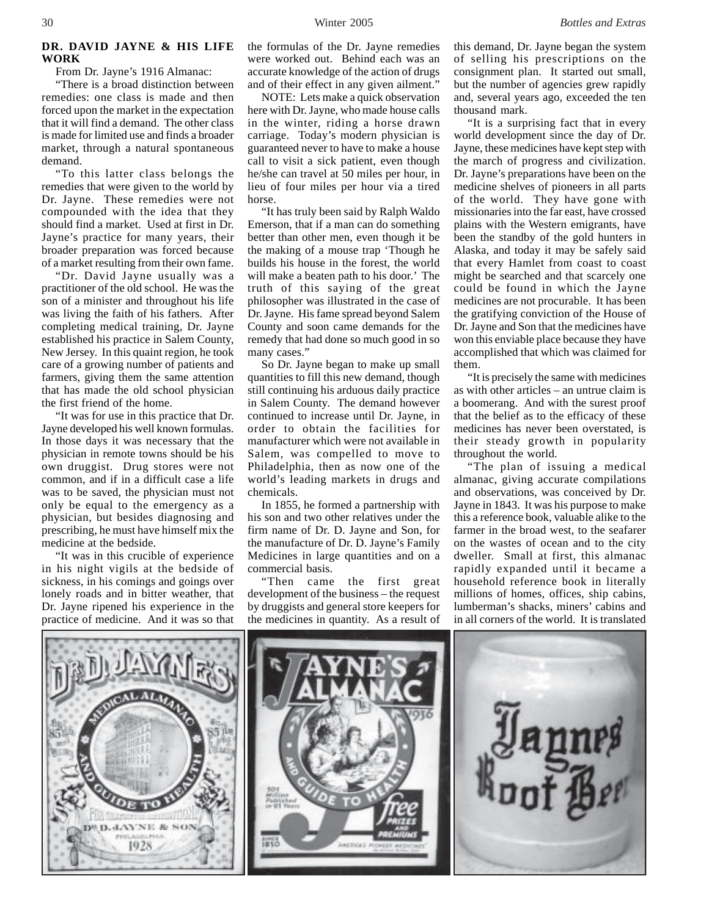**DR. DAVID JAYNE & HIS LIFE WORK**

From Dr. Jayne's 1916 Almanac:

"There is a broad distinction between remedies: one class is made and then forced upon the market in the expectation that it will find a demand. The other class is made for limited use and finds a broader market, through a natural spontaneous demand.

"To this latter class belongs the remedies that were given to the world by Dr. Jayne. These remedies were not compounded with the idea that they should find a market. Used at first in Dr. Jayne's practice for many years, their broader preparation was forced because of a market resulting from their own fame.

"Dr. David Jayne usually was a practitioner of the old school. He was the son of a minister and throughout his life was living the faith of his fathers. After completing medical training, Dr. Jayne established his practice in Salem County, New Jersey. In this quaint region, he took care of a growing number of patients and farmers, giving them the same attention that has made the old school physician the first friend of the home.

"It was for use in this practice that Dr. Jayne developed his well known formulas. In those days it was necessary that the physician in remote towns should be his own druggist. Drug stores were not common, and if in a difficult case a life was to be saved, the physician must not only be equal to the emergency as a physician, but besides diagnosing and prescribing, he must have himself mix the medicine at the bedside.

"It was in this crucible of experience in his night vigils at the bedside of sickness, in his comings and goings over lonely roads and in bitter weather, that Dr. Jayne ripened his experience in the practice of medicine. And it was so that the formulas of the Dr. Jayne remedies were worked out. Behind each was an accurate knowledge of the action of drugs and of their effect in any given ailment."

NOTE: Lets make a quick observation here with Dr. Jayne, who made house calls in the winter, riding a horse drawn carriage. Today's modern physician is guaranteed never to have to make a house call to visit a sick patient, even though he/she can travel at 50 miles per hour, in lieu of four miles per hour via a tired horse.

"It has truly been said by Ralph Waldo Emerson, that if a man can do something better than other men, even though it be the making of a mouse trap 'Though he builds his house in the forest, the world will make a beaten path to his door.' The truth of this saying of the great philosopher was illustrated in the case of Dr. Jayne. His fame spread beyond Salem County and soon came demands for the remedy that had done so much good in so many cases."

So Dr. Jayne began to make up small quantities to fill this new demand, though still continuing his arduous daily practice in Salem County. The demand however continued to increase until Dr. Jayne, in order to obtain the facilities for manufacturer which were not available in Salem, was compelled to move to Philadelphia, then as now one of the world's leading markets in drugs and chemicals.

In 1855, he formed a partnership with his son and two other relatives under the firm name of Dr. D. Jayne and Son, for the manufacture of Dr. D. Jayne's Family Medicines in large quantities and on a commercial basis.

"Then came the first great development of the business – the request by druggists and general store keepers for the medicines in quantity. As a result of this demand, Dr. Jayne began the system of selling his prescriptions on the consignment plan. It started out small, but the number of agencies grew rapidly and, several years ago, exceeded the ten thousand mark.

"It is a surprising fact that in every world development since the day of Dr. Jayne, these medicines have kept step with the march of progress and civilization. Dr. Jayne's preparations have been on the medicine shelves of pioneers in all parts of the world. They have gone with missionaries into the far east, have crossed plains with the Western emigrants, have been the standby of the gold hunters in Alaska, and today it may be safely said that every Hamlet from coast to coast might be searched and that scarcely one could be found in which the Jayne medicines are not procurable. It has been the gratifying conviction of the House of Dr. Jayne and Son that the medicines have won this enviable place because they have accomplished that which was claimed for them.

"It is precisely the same with medicines as with other articles – an untrue claim is a boomerang. And with the surest proof that the belief as to the efficacy of these medicines has never been overstated, is their steady growth in popularity throughout the world.

"The plan of issuing a medical almanac, giving accurate compilations and observations, was conceived by Dr. Jayne in 1843. It was his purpose to make this a reference book, valuable alike to the farmer in the broad west, to the seafarer on the wastes of ocean and to the city dweller. Small at first, this almanac rapidly expanded until it became a household reference book in literally millions of homes, offices, ship cabins, lumberman's shacks, miners' cabins and in all corners of the world. It is translated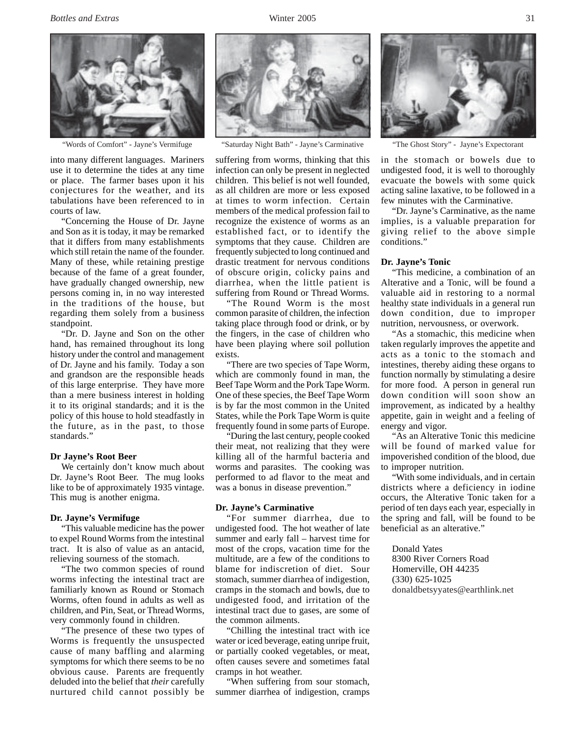"Words of Comfort" - Jayne's Vermifuge

"Saturday Night Bath" - Jayne's Carminative

"The Ghost Story" - Jayne's Expectorant

into many different languages. Mariners use it to determine the tides at any time or place. The farmer bases upon it his conjectures for the weather, and its tabulations have been referenced to in courts of law.

"Concerning the House of Dr. Jayne and Son as it is today, it may be remarked that it differs from many establishments which still retain the name of the founder. Many of these, while retaining prestige because of the fame of a great founder, have gradually changed ownership, new persons coming in, in no way interested in the traditions of the house, but regarding them solely from a business standpoint.

"Dr. D. Jayne and Son on the other hand, has remained throughout its long history under the control and management of Dr. Jayne and his family. Today a son and grandson are the responsible heads of this large enterprise. They have more than a mere business interest in holding it to its original standards; and it is the policy of this house to hold steadfastly in the future, as in the past, to those standards."

**Dr Jayne's Root Beer**

We certainly don't know much about Dr. Jayne's Root Beer. The mug looks like to be of approximately 1935 vintage. This mug is another enigma.

**Dr. Jayne's Vermifuge**

"This valuable medicine has the power to expel Round Worms from the intestinal tract. It is also of value as an antacid, relieving sourness of the stomach.

"The two common species of round worms infecting the intestinal tract are familiarly known as Round or Stomach Worms, often found in adults as well as children, and Pin, Seat, or Thread Worms, very commonly found in children.

"The presence of these two types of Worms is frequently the unsuspected cause of many baffling and alarming symptoms for which there seems to be no obvious cause. Parents are frequently deluded into the belief that *their* carefully nurtured child cannot possibly be suffering from worms, thinking that this infection can only be present in neglected children. This belief is not well founded, as all children are more or less exposed at times to worm infection. Certain members of the medical profession fail to recognize the existence of worms as an established fact, or to identify the symptoms that they cause. Children are frequently subjected to long continued and drastic treatment for nervous conditions of obscure origin, colicky pains and diarrhea, when the little patient is suffering from Round or Thread Worms.

"The Round Worm is the most common parasite of children, the infection taking place through food or drink, or by the fingers, in the case of children who have been playing where soil pollution exists.

"There are two species of Tape Worm, which are commonly found in man, the Beef Tape Worm and the Pork Tape Worm. One of these species, the Beef Tape Worm is by far the most common in the United States, while the Pork Tape Worm is quite frequently found in some parts of Europe.

"During the last century, people cooked their meat, not realizing that they were killing all of the harmful bacteria and worms and parasites. The cooking was performed to ad flavor to the meat and was a bonus in disease prevention."

**Dr. Jayne's Carminative**

"For summer diarrhea, due to undigested food. The hot weather of late summer and early fall – harvest time for most of the crops, vacation time for the multitude, are a few of the conditions to blame for indiscretion of diet. Sour stomach, summer diarrhea of indigestion, cramps in the stomach and bowls, due to undigested food, and irritation of the intestinal tract due to gases, are some of the common ailments.

"Chilling the intestinal tract with ice water or iced beverage, eating unripe fruit, or partially cooked vegetables, or meat, often causes severe and sometimes fatal cramps in hot weather.

"When suffering from sour stomach, summer diarrhea of indigestion, cramps in the stomach or bowels due to undigested food, it is well to thoroughly evacuate the bowels with some quick acting saline laxative, to be followed in a few minutes with the Carminative.

"Dr. Jayne's Carminative, as the name implies, is a valuable preparation for giving relief to the above simple conditions."

**Dr. Jayne's Tonic**

"This medicine, a combination of an Alterative and a Tonic, will be found a valuable aid in restoring to a normal healthy state individuals in a general run down condition, due to improper nutrition, nervousness, or overwork.

"As a stomachic, this medicine when taken regularly improves the appetite and acts as a tonic to the stomach and intestines, thereby aiding these organs to function normally by stimulating a desire for more food. A person in general run down condition will soon show an improvement, as indicated by a healthy appetite, gain in weight and a feeling of energy and vigor.

"As an Alterative Tonic this medicine will be found of marked value for impoverished condition of the blood, due to improper nutrition.

"With some individuals, and in certain districts where a deficiency in iodine occurs, the Alterative Tonic taken for a period of ten days each year, especially in the spring and fall, will be found to be beneficial as an alterative."

Donald Yates
8300 River Corners Road
Homerville, OH 44235
(330) 625-1025
donaldbetsyyates@earthlink.net